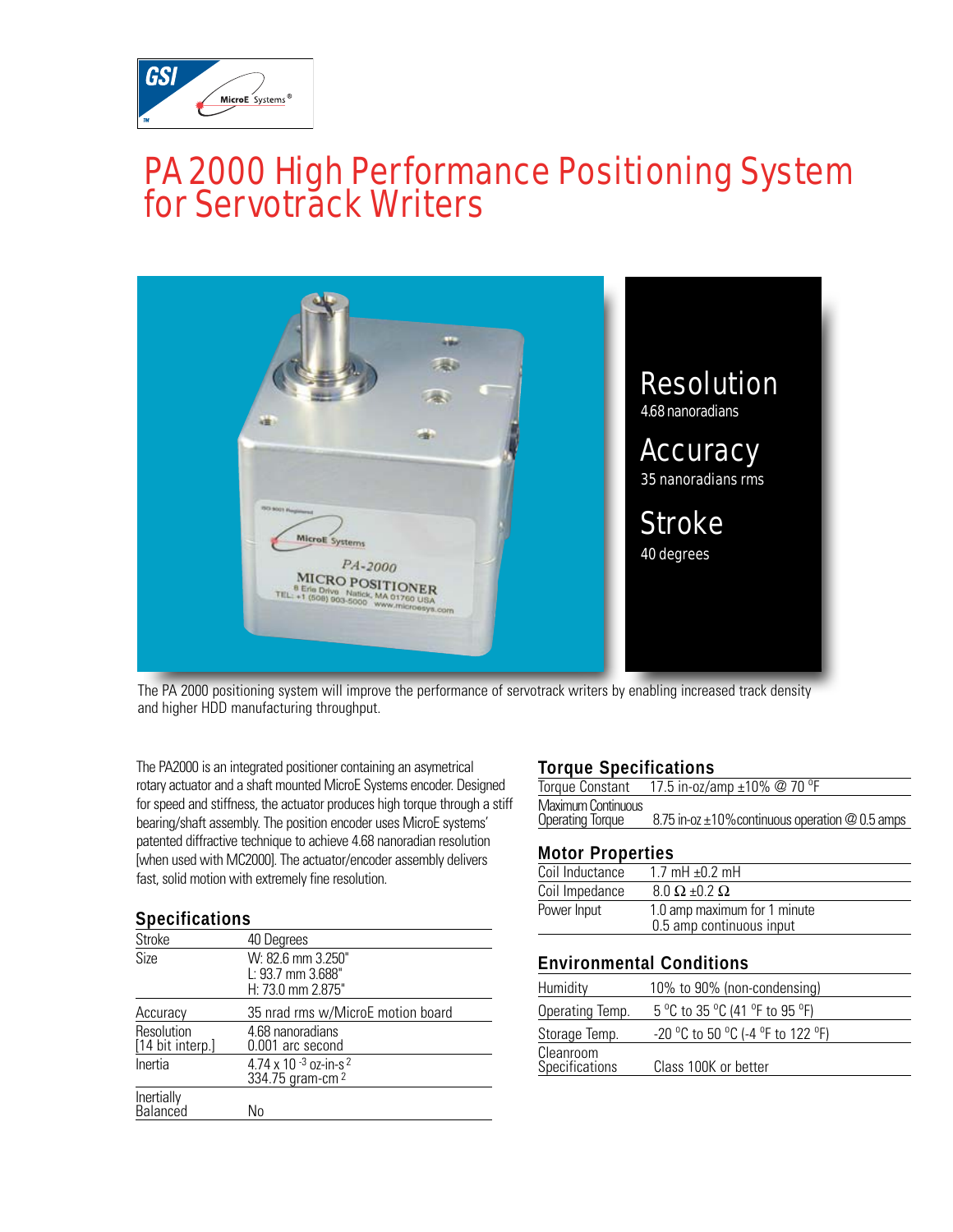# PA 2000 High Performance Positioning System for Servotrack Writers

## Resolution
4.68 nanoradians

## Accuracy
35 nanoradians rms

## Stroke
40 degrees

The PA 2000 positioning system will improve the performance of servotrack writers by enabling increased track density and higher HDD manufacturing throughput.

The PA2000 is an integrated positioner containing an asymetrical rotary actuator and a shaft mounted MicroE Systems encoder. Designed for speed and stiffness, the actuator produces high torque through a stiff bearing/shaft assembly. The position encoder uses MicroE systems' patented diffractive technique to achieve 4.68 nanoradian resolution [when used with MC2000]. The actuator/encoder assembly delivers fast, solid motion with extremely fine resolution.

### Specifications

| | |
|---|---|
| Stroke | 40 Degrees |
| Size | W: 82.6 mm 3.250"<br>L: 93.7 mm 3.688"<br>H: 73.0 mm 2.875" |
| Accuracy | 35 nrad rms w/MicroE motion board |
| Resolution [14 bit interp.] | 4.68 nanoradians<br>0.001 arc second |
| Inertia | $4.74 \times 10^{-3}$ oz-in-s$^2$<br>334.75 gram-cm$^2$ |
| Inertially Balanced | No |

### Torque Specifications

| | |
|---|---|
| Torque Constant | 17.5 in-oz/amp ±10% @ 70 °F |
| Maximum Continuous Operating Torque | 8.75 in-oz ±10% continuous operation @ 0.5 amps |

### Motor Properties

| | |
|---|---|
| Coil Inductance | 1.7 mH ±0.2 mH |
| Coil Impedance | 8.0 Ω ±0.2 Ω |
| Power Input | 1.0 amp maximum for 1 minute<br>0.5 amp continuous input |

### Environmental Conditions

| | |
|---|---|
| Humidity | 10% to 90% (non-condensing) |
| Operating Temp. | 5 °C to 35 °C (41 °F to 95 °F) |
| Storage Temp. | -20 °C to 50 °C (-4 °F to 122 °F) |
| Cleanroom Specifications | Class 100K or better |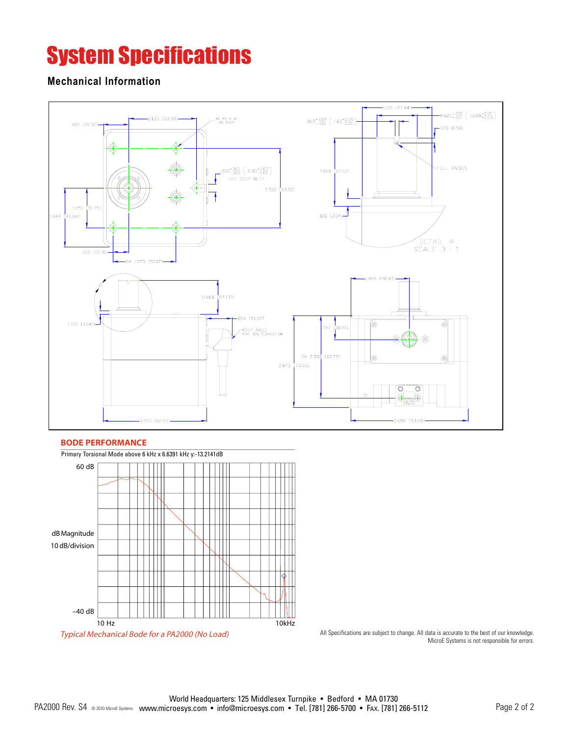# System Specifications

## Mechanical Information

.800 [20.32]
2.125 [53.98]
4X M5 X .8
.38 DEEP
.250 +.001/-.000 [6.35 +0.03/-0.00]
.125 DEEP SLOT
2.500 [63.50]
1.250 [31.75]
1.844 [46.84]
.500 [12.70]
2X 1.975 [50.17]

1.100 [27.94]
.063 +.002/-.000 [1.60 +0.05/-0.00]
Ø.625 +.000/-.001 [15.88 +0.00/-0.03]
.075 [1.90]
1.068 [27.13]
FULL RADIUS
.120 [3.04]
DETAIL A
SCALE 3 : 1

A
(1.068 [27.13])
(.120 [3.04])
.804 [20.42]
RIGHT ANGLE
MINI DIN CONNECTOR
3.250 [82.55]

1.844 [46.84]
.747 [18.97]
2X 2.590 [65.79]
2.875 [73.03]
3.688 [93.68]

### BODE PERFORMANCE

Primary Torsional Mode above 6 kHz x 6.6391 kHz y:-13.2141dB

60 dB
dB Magnitude
10 dB/division
–40 dB
10 Hz
10kHz

*Typical Mechanical Bode for a PA2000 (No Load)*

All Specifications are subject to change. All data is accurate to the best of our knowledge. MicroE Systems is not responsible for errors.

World Headquarters: 125 Middlesex Turnpike • Bedford • MA 01730
www.microesys.com • info@microesys.com • Tel. [781] 266-5700 • Fax. [781] 266-5112

PA2000 Rev. S4 © 2010 MicroE Systems